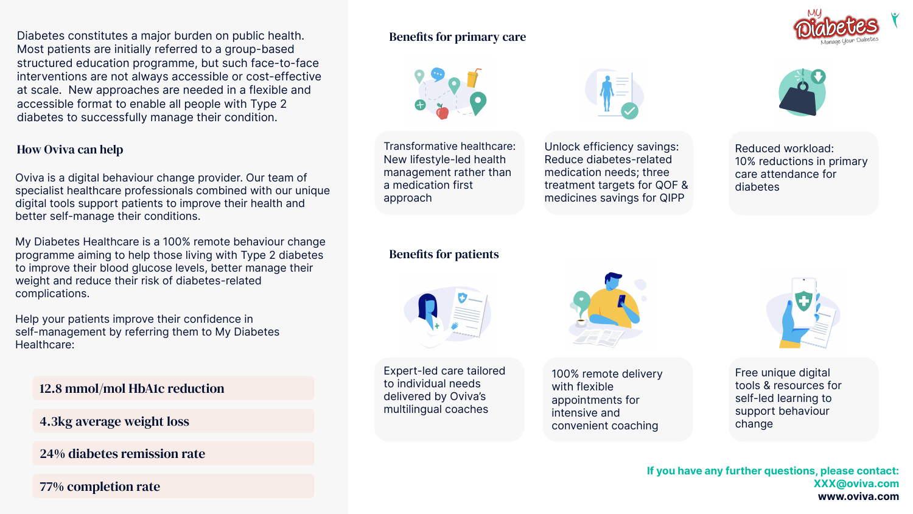Diabetes constitutes a major burden on public health. Most patients are initially referred to a group-based structured education programme, but such face-to-face interventions are not always accessible or cost-effective at scale. New approaches are needed in a flexible and accessible format to enable all people with Type 2 diabetes to successfully manage their condition.

## How Oviva can help

Oviva is a digital behaviour change provider. Our team of specialist healthcare professionals combined with our unique digital tools support patients to improve their health and better self-manage their conditions.

My Diabetes Healthcare is a 100% remote behaviour change programme aiming to help those living with Type 2 diabetes to improve their blood glucose levels, better manage their weight and reduce their risk of diabetes-related complications.

Help your patients improve their confidence in self-management by referring them to My Diabetes Healthcare:

- **12.8 mmol/mol HbA1c reduction**
- **4.3kg average weight loss**
- **24% diabetes remission rate**
- **77% completion rate**

## Benefits for primary care

- Transformative healthcare: New lifestyle-led health management rather than a medication first approach
- Unlock efficiency savings: Reduce diabetes-related medication needs; three treatment targets for QOF & medicines savings for QIPP
- Reduced workload: 10% reductions in primary care attendance for diabetes

## Benefits for patients

- Expert-led care tailored to individual needs delivered by Oviva's multilingual coaches
- 100% remote delivery with flexible appointments for intensive and convenient coaching
- Free unique digital tools & resources for self-led learning to support behaviour change

**If you have any further questions, please contact:**
**XXX@oviva.com**
**www.oviva.com**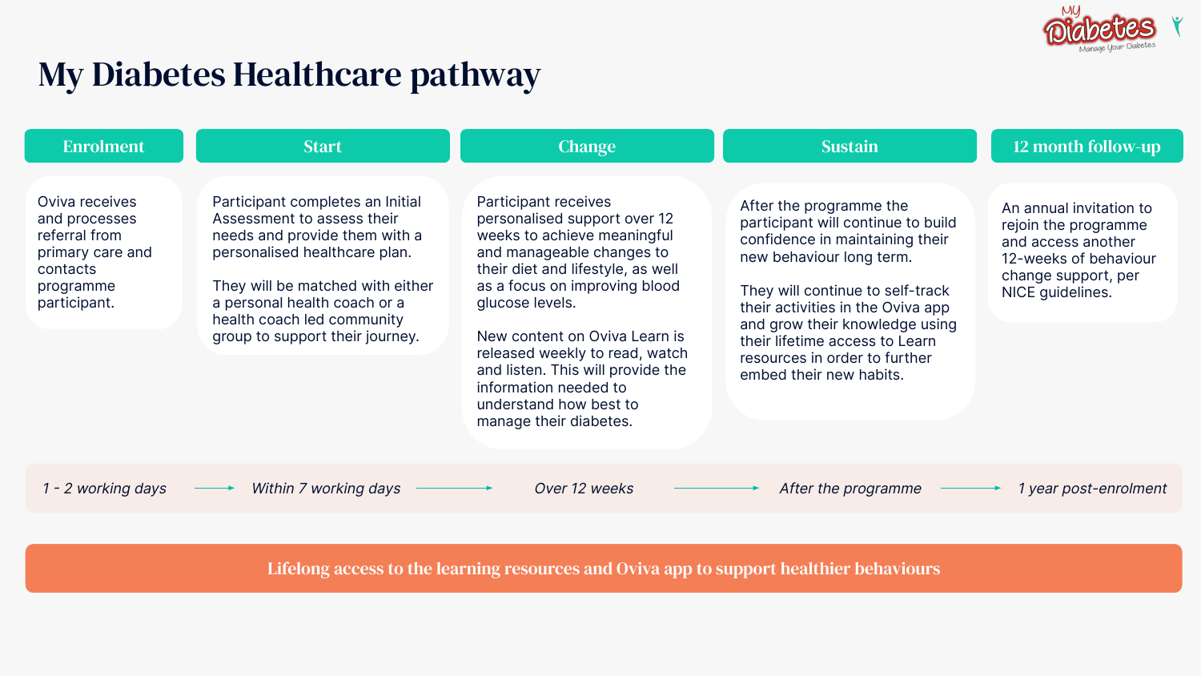# My Diabetes Healthcare pathway

## Enrolment

Oviva receives and processes referral from primary care and contacts programme participant.

## Start

Participant completes an Initial Assessment to assess their needs and provide them with a personalised healthcare plan.

They will be matched with either a personal health coach or a health coach led community group to support their journey.

## Change

Participant receives personalised support over 12 weeks to achieve meaningful and manageable changes to their diet and lifestyle, as well as a focus on improving blood glucose levels.

New content on Oviva Learn is released weekly to read, watch and listen. This will provide the information needed to understand how best to manage their diabetes.

## Sustain

After the programme the participant will continue to build confidence in maintaining their new behaviour long term.

They will continue to self-track their activities in the Oviva app and grow their knowledge using their lifetime access to Learn resources in order to further embed their new habits.

## 12 month follow-up

An annual invitation to rejoin the programme and access another 12-weeks of behaviour change support, per NICE guidelines.

*1 - 2 working days* → *Within 7 working days* → *Over 12 weeks* → *After the programme* → *1 year post-enrolment*

**Lifelong access to the learning resources and Oviva app to support healthier behaviours**